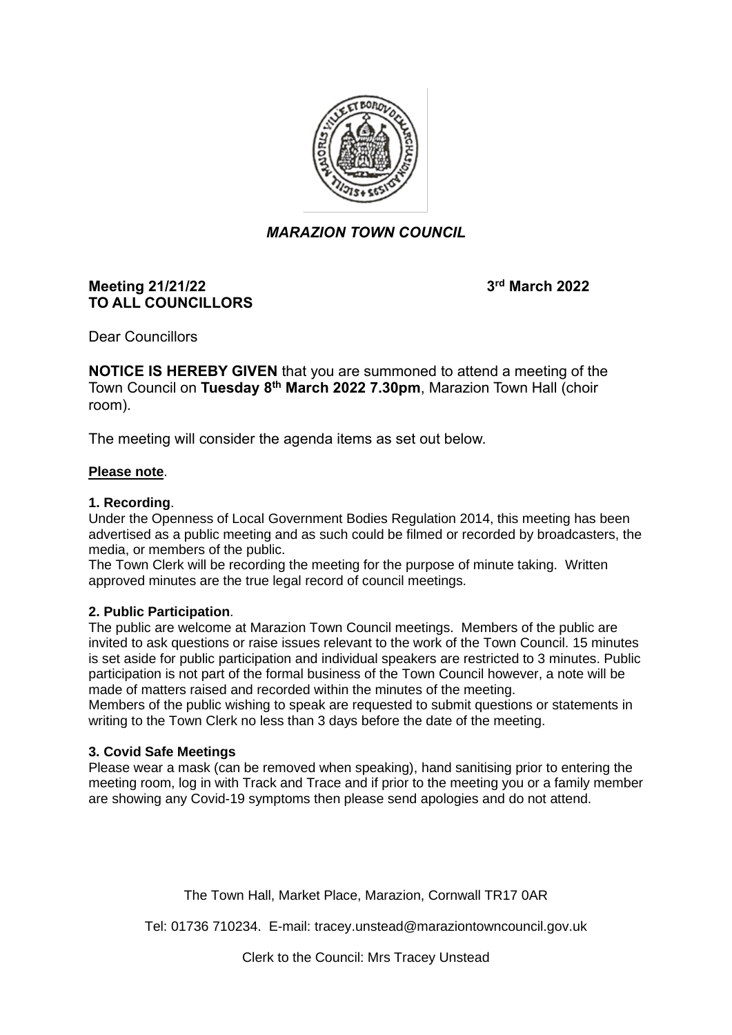*MARAZION TOWN COUNCIL*

**Meeting 21/21/22** **3rd March 2022**
**TO ALL COUNCILLORS**

Dear Councillors

**NOTICE IS HEREBY GIVEN** that you are summoned to attend a meeting of the Town Council on **Tuesday 8th March 2022 7.30pm**, Marazion Town Hall (choir room).

The meeting will consider the agenda items as set out below.

**Please note**.

**1. Recording**.

Under the Openness of Local Government Bodies Regulation 2014, this meeting has been advertised as a public meeting and as such could be filmed or recorded by broadcasters, the media, or members of the public.

The Town Clerk will be recording the meeting for the purpose of minute taking. Written approved minutes are the true legal record of council meetings.

**2. Public Participation**.

The public are welcome at Marazion Town Council meetings. Members of the public are invited to ask questions or raise issues relevant to the work of the Town Council. 15 minutes is set aside for public participation and individual speakers are restricted to 3 minutes. Public participation is not part of the formal business of the Town Council however, a note will be made of matters raised and recorded within the minutes of the meeting.

Members of the public wishing to speak are requested to submit questions or statements in writing to the Town Clerk no less than 3 days before the date of the meeting.

**3. Covid Safe Meetings**

Please wear a mask (can be removed when speaking), hand sanitising prior to entering the meeting room, log in with Track and Trace and if prior to the meeting you or a family member are showing any Covid-19 symptoms then please send apologies and do not attend.

The Town Hall, Market Place, Marazion, Cornwall TR17 0AR

Tel: 01736 710234. E-mail: tracey.unstead@maraziontowncouncil.gov.uk

Clerk to the Council: Mrs Tracey Unstead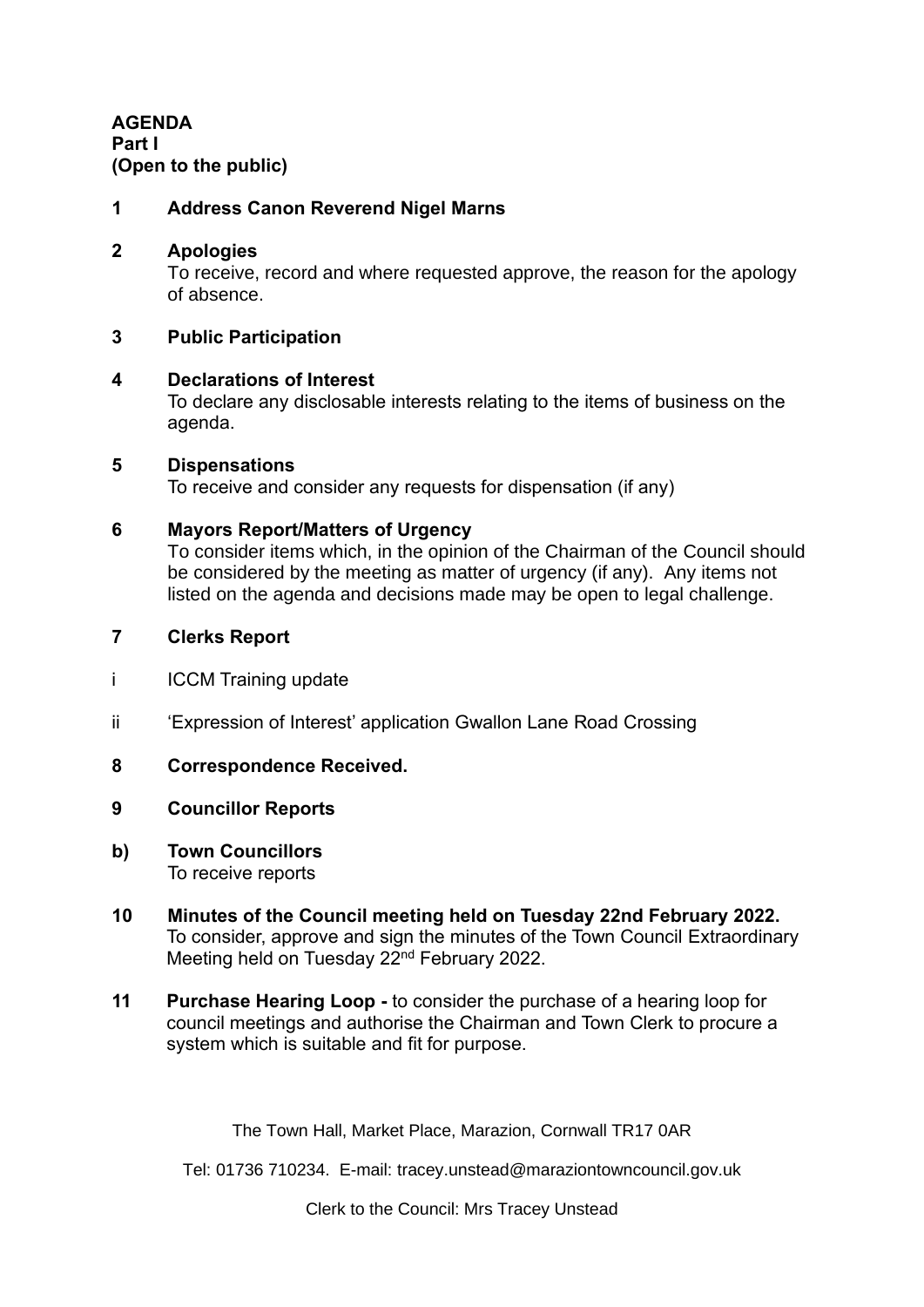**AGENDA**
**Part I**
**(Open to the public)**

**1 Address Canon Reverend Nigel Marns**

**2 Apologies**
To receive, record and where requested approve, the reason for the apology of absence.

**3 Public Participation**

**4 Declarations of Interest**
To declare any disclosable interests relating to the items of business on the agenda.

**5 Dispensations**
To receive and consider any requests for dispensation (if any)

**6 Mayors Report/Matters of Urgency**
To consider items which, in the opinion of the Chairman of the Council should be considered by the meeting as matter of urgency (if any). Any items not listed on the agenda and decisions made may be open to legal challenge.

**7 Clerks Report**

i ICCM Training update

ii 'Expression of Interest' application Gwallon Lane Road Crossing

**8 Correspondence Received.**

**9 Councillor Reports**

**b) Town Councillors**
To receive reports

**10 Minutes of the Council meeting held on Tuesday 22nd February 2022.**
To consider, approve and sign the minutes of the Town Council Extraordinary Meeting held on Tuesday 22nd February 2022.

**11 Purchase Hearing Loop -** to consider the purchase of a hearing loop for council meetings and authorise the Chairman and Town Clerk to procure a system which is suitable and fit for purpose.

The Town Hall, Market Place, Marazion, Cornwall TR17 0AR

Tel: 01736 710234. E-mail: tracey.unstead@maraziontowncouncil.gov.uk

Clerk to the Council: Mrs Tracey Unstead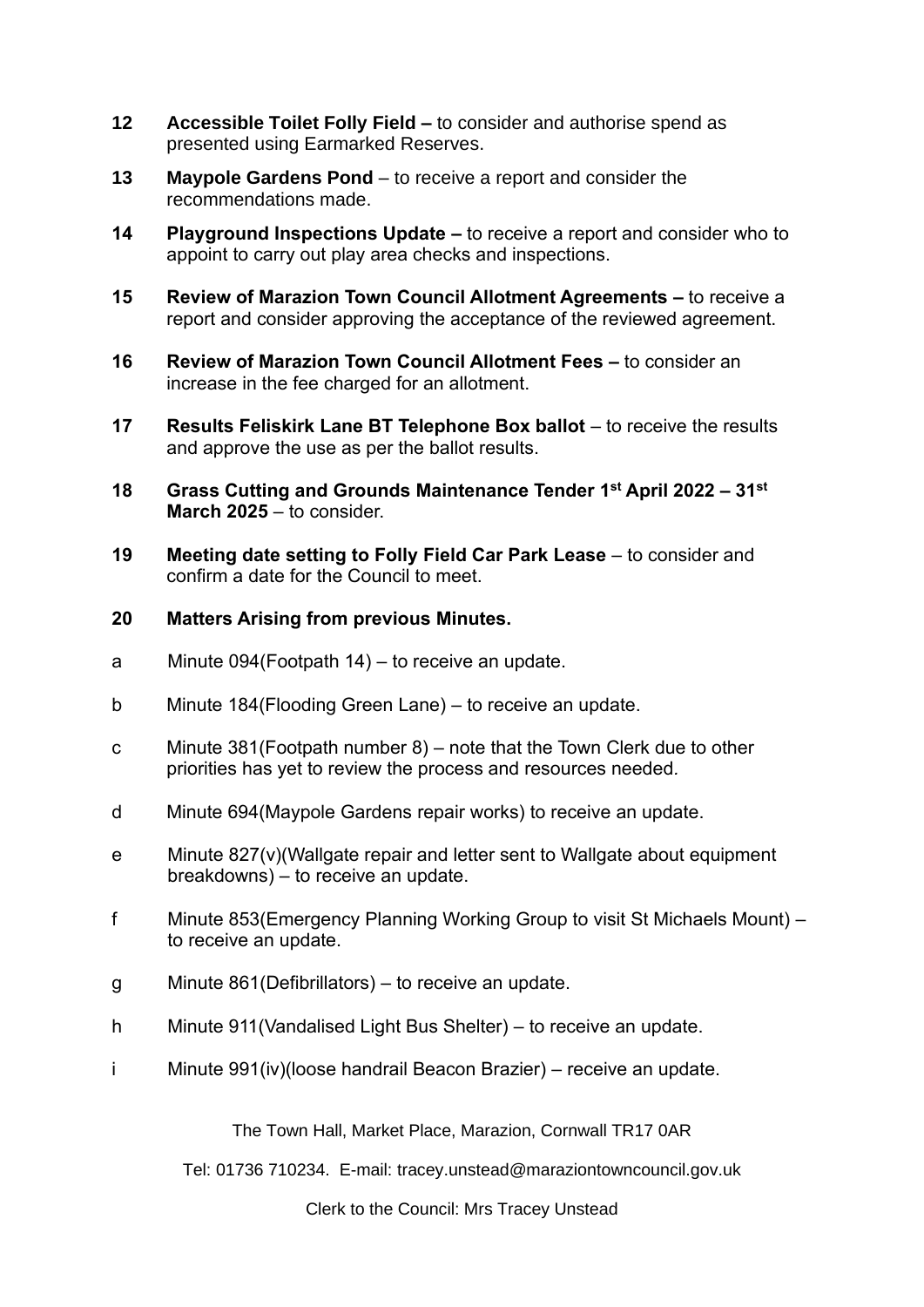**12 Accessible Toilet Folly Field –** to consider and authorise spend as presented using Earmarked Reserves.

**13 Maypole Gardens Pond** – to receive a report and consider the recommendations made.

**14 Playground Inspections Update –** to receive a report and consider who to appoint to carry out play area checks and inspections.

**15 Review of Marazion Town Council Allotment Agreements –** to receive a report and consider approving the acceptance of the reviewed agreement.

**16 Review of Marazion Town Council Allotment Fees –** to consider an increase in the fee charged for an allotment.

**17 Results Feliskirk Lane BT Telephone Box ballot** – to receive the results and approve the use as per the ballot results.

**18 Grass Cutting and Grounds Maintenance Tender 1st April 2022 – 31st March 2025** – to consider.

**19 Meeting date setting to Folly Field Car Park Lease** – to consider and confirm a date for the Council to meet.

**20 Matters Arising from previous Minutes.**

a Minute 094(Footpath 14) – to receive an update.

b Minute 184(Flooding Green Lane) – to receive an update.

c Minute 381(Footpath number 8) – note that the Town Clerk due to other priorities has yet to review the process and resources needed.

d Minute 694(Maypole Gardens repair works) to receive an update.

e Minute 827(v)(Wallgate repair and letter sent to Wallgate about equipment breakdowns) – to receive an update.

f Minute 853(Emergency Planning Working Group to visit St Michaels Mount) – to receive an update.

g Minute 861(Defibrillators) – to receive an update.

h Minute 911(Vandalised Light Bus Shelter) – to receive an update.

i Minute 991(iv)(loose handrail Beacon Brazier) – receive an update.

The Town Hall, Market Place, Marazion, Cornwall TR17 0AR

Tel: 01736 710234. E-mail: tracey.unstead@maraziontowncouncil.gov.uk

Clerk to the Council: Mrs Tracey Unstead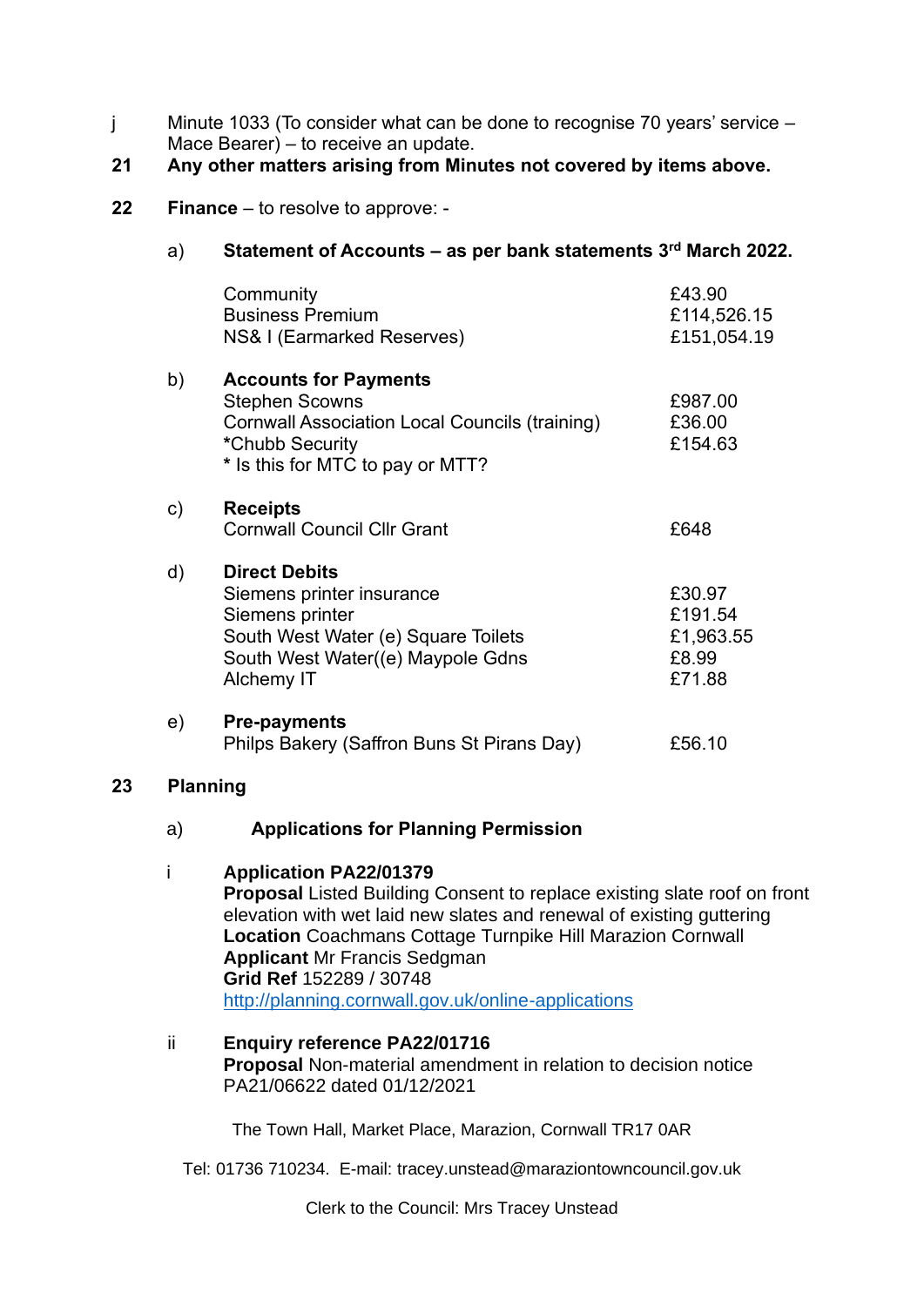j Minute 1033 (To consider what can be done to recognise 70 years' service – Mace Bearer) – to receive an update.

**21 Any other matters arising from Minutes not covered by items above.**

**22 Finance** – to resolve to approve: -

a) **Statement of Accounts – as per bank statements 3rd March 2022.**

| | |
|---|---|
| Community | £43.90 |
| Business Premium | £114,526.15 |
| NS& I (Earmarked Reserves) | £151,054.19 |

b) **Accounts for Payments**

| | |
|---|---|
| Stephen Scowns | £987.00 |
| Cornwall Association Local Councils (training) | £36.00 |
| *Chubb Security | £154.63 |

* Is this for MTC to pay or MTT?

c) **Receipts**

| | |
|---|---|
| Cornwall Council Cllr Grant | £648 |

d) **Direct Debits**

| | |
|---|---|
| Siemens printer insurance | £30.97 |
| Siemens printer | £191.54 |
| South West Water (e) Square Toilets | £1,963.55 |
| South West Water((e) Maypole Gdns | £8.99 |
| Alchemy IT | £71.88 |

e) **Pre-payments**

| | |
|---|---|
| Philps Bakery (Saffron Buns St Pirans Day) | £56.10 |

**23 Planning**

a) **Applications for Planning Permission**

i **Application PA22/01379**
**Proposal** Listed Building Consent to replace existing slate roof on front elevation with wet laid new slates and renewal of existing guttering
**Location** Coachmans Cottage Turnpike Hill Marazion Cornwall
**Applicant** Mr Francis Sedgman
**Grid Ref** 152289 / 30748
http://planning.cornwall.gov.uk/online-applications

ii **Enquiry reference PA22/01716**
**Proposal** Non-material amendment in relation to decision notice PA21/06622 dated 01/12/2021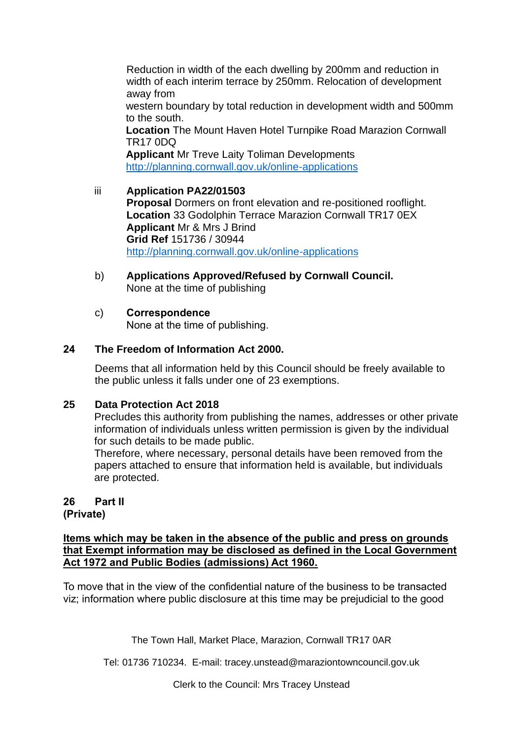Reduction in width of the each dwelling by 200mm and reduction in width of each interim terrace by 250mm. Relocation of development away from
western boundary by total reduction in development width and 500mm to the south.
**Location** The Mount Haven Hotel Turnpike Road Marazion Cornwall TR17 0DQ
**Applicant** Mr Treve Laity Toliman Developments
http://planning.cornwall.gov.uk/online-applications

iii **Application PA22/01503**
**Proposal** Dormers on front elevation and re-positioned rooflight.
**Location** 33 Godolphin Terrace Marazion Cornwall TR17 0EX
**Applicant** Mr & Mrs J Brind
**Grid Ref** 151736 / 30944
http://planning.cornwall.gov.uk/online-applications

b) **Applications Approved/Refused by Cornwall Council.**
None at the time of publishing

c) **Correspondence**
None at the time of publishing.

**24 The Freedom of Information Act 2000.**

Deems that all information held by this Council should be freely available to the public unless it falls under one of 23 exemptions.

**25 Data Protection Act 2018**

Precludes this authority from publishing the names, addresses or other private information of individuals unless written permission is given by the individual for such details to be made public.
Therefore, where necessary, personal details have been removed from the papers attached to ensure that information held is available, but individuals are protected.

**26 Part II**
**(Private)**

**Items which may be taken in the absence of the public and press on grounds that Exempt information may be disclosed as defined in the Local Government Act 1972 and Public Bodies (admissions) Act 1960.**

To move that in the view of the confidential nature of the business to be transacted viz; information where public disclosure at this time may be prejudicial to the good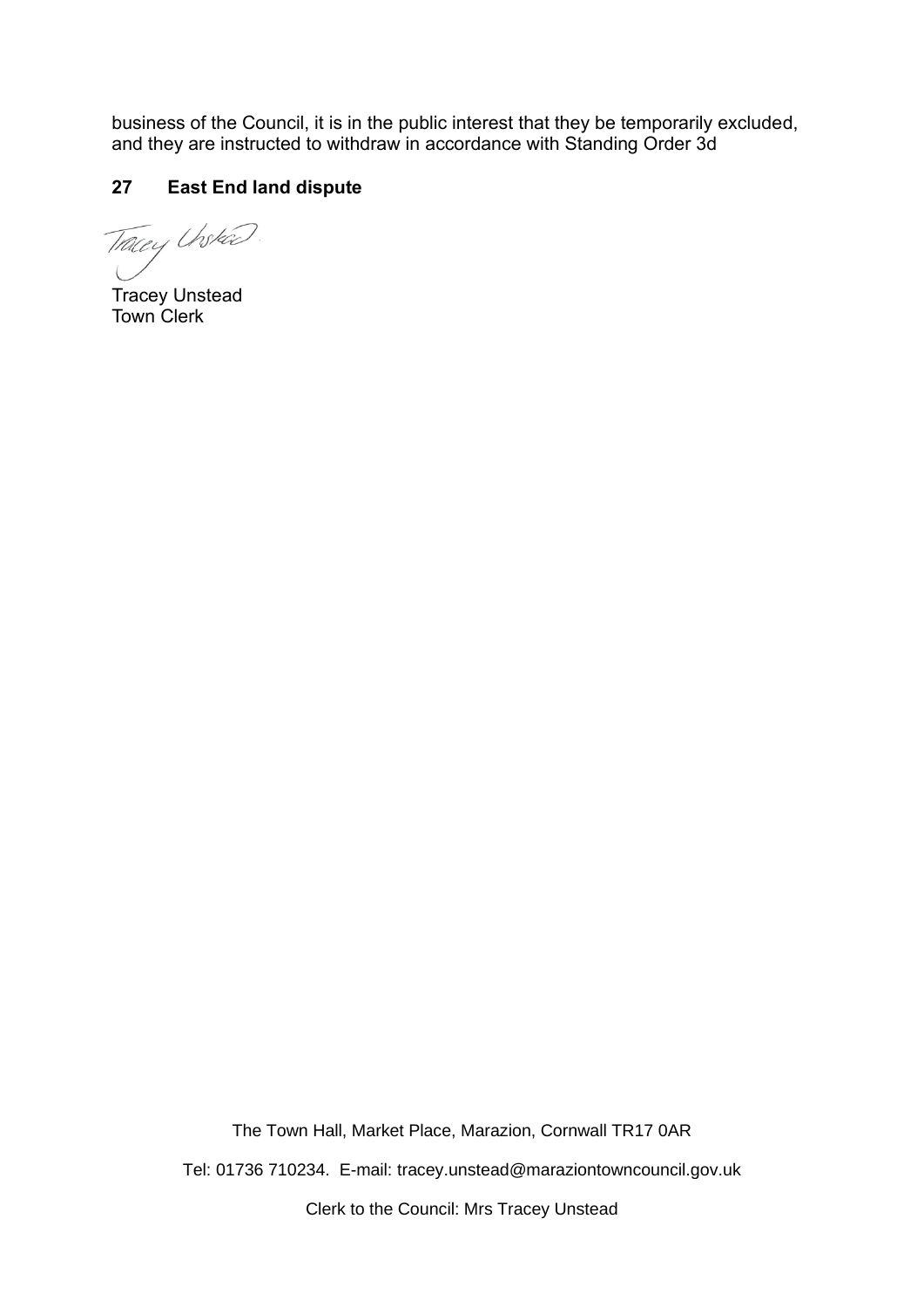business of the Council, it is in the public interest that they be temporarily excluded, and they are instructed to withdraw in accordance with Standing Order 3d

**27 East End land dispute**

Tracey Unstead
Town Clerk

The Town Hall, Market Place, Marazion, Cornwall TR17 0AR

Tel: 01736 710234. E-mail: tracey.unstead@maraziontowncouncil.gov.uk

Clerk to the Council: Mrs Tracey Unstead